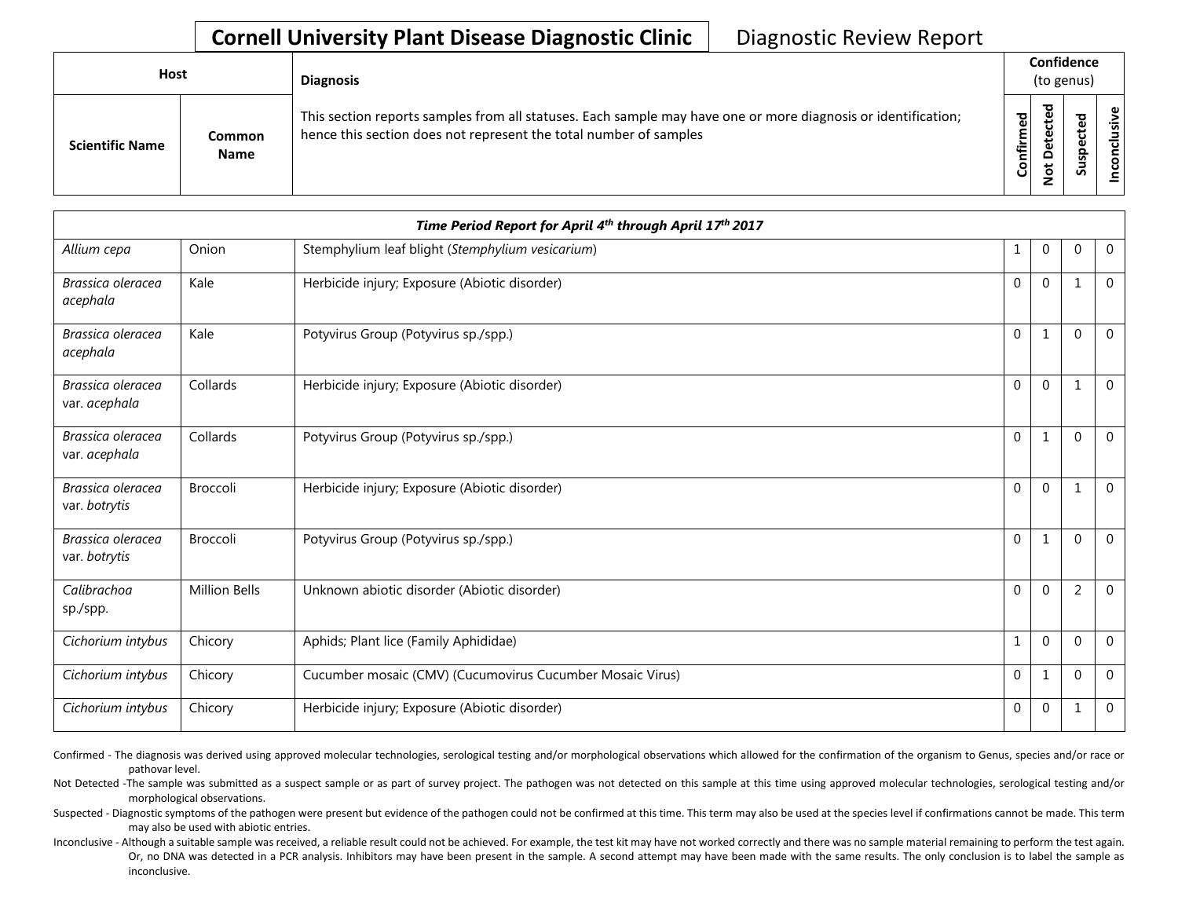# Cornell University Plant Disease Diagnostic Clinic — Diagnostic Review Report

| Host | | Diagnosis | Confidence (to genus) | | | |
|---|---|---|---|---|---|---|
| **Scientific Name** | **Common Name** | This section reports samples from all statuses. Each sample may have one or more diagnosis or identification; hence this section does not represent the total number of samples | **Confirmed** | **Not Detected** | **Suspected** | **Inconclusive** |
| ***Time Period Report for April 4th through April 17th 2017*** | | | | | | |
| *Allium cepa* | Onion | Stemphylium leaf blight (*Stemphylium vesicarium*) | 1 | 0 | 0 | 0 |
| *Brassica oleracea acephala* | Kale | Herbicide injury; Exposure (Abiotic disorder) | 0 | 0 | 1 | 0 |
| *Brassica oleracea acephala* | Kale | Potyvirus Group (Potyvirus sp./spp.) | 0 | 1 | 0 | 0 |
| *Brassica oleracea* var. *acephala* | Collards | Herbicide injury; Exposure (Abiotic disorder) | 0 | 0 | 1 | 0 |
| *Brassica oleracea* var. *acephala* | Collards | Potyvirus Group (Potyvirus sp./spp.) | 0 | 1 | 0 | 0 |
| *Brassica oleracea* var. *botrytis* | Broccoli | Herbicide injury; Exposure (Abiotic disorder) | 0 | 0 | 1 | 0 |
| *Brassica oleracea* var. *botrytis* | Broccoli | Potyvirus Group (Potyvirus sp./spp.) | 0 | 1 | 0 | 0 |
| *Calibrachoa* sp./spp. | Million Bells | Unknown abiotic disorder (Abiotic disorder) | 0 | 0 | 2 | 0 |
| *Cichorium intybus* | Chicory | Aphids; Plant lice (Family Aphididae) | 1 | 0 | 0 | 0 |
| *Cichorium intybus* | Chicory | Cucumber mosaic (CMV) (Cucumovirus Cucumber Mosaic Virus) | 0 | 1 | 0 | 0 |
| *Cichorium intybus* | Chicory | Herbicide injury; Exposure (Abiotic disorder) | 0 | 0 | 1 | 0 |

Confirmed - The diagnosis was derived using approved molecular technologies, serological testing and/or morphological observations which allowed for the confirmation of the organism to Genus, species and/or race or pathovar level.

Not Detected -The sample was submitted as a suspect sample or as part of survey project. The pathogen was not detected on this sample at this time using approved molecular technologies, serological testing and/or morphological observations.

Suspected - Diagnostic symptoms of the pathogen were present but evidence of the pathogen could not be confirmed at this time. This term may also be used at the species level if confirmations cannot be made. This term may also be used with abiotic entries.

Inconclusive - Although a suitable sample was received, a reliable result could not be achieved. For example, the test kit may have not worked correctly and there was no sample material remaining to perform the test again. Or, no DNA was detected in a PCR analysis. Inhibitors may have been present in the sample. A second attempt may have been made with the same results. The only conclusion is to label the sample as inconclusive.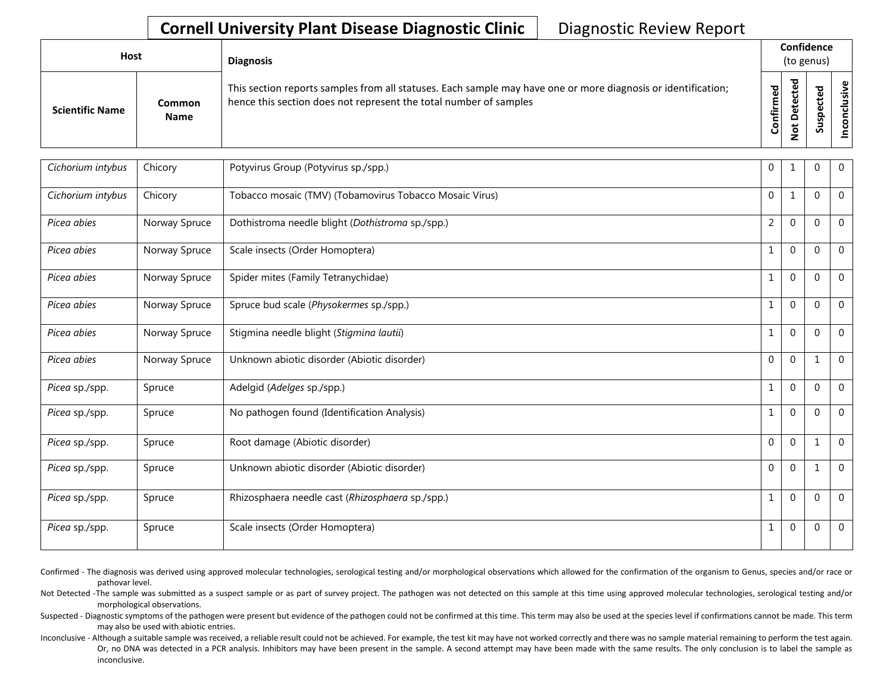# Cornell University Plant Disease Diagnostic Clinic

Diagnostic Review Report

| Host | | Diagnosis | Confidence (to genus) | | | |
|---|---|---|---|---|---|---|
| **Scientific Name** | **Common Name** | This section reports samples from all statuses. Each sample may have one or more diagnosis or identification; hence this section does not represent the total number of samples | **Confirmed** | **Not Detected** | **Suspected** | **Inconclusive** |
| *Cichorium intybus* | Chicory | Potyvirus Group (Potyvirus sp./spp.) | 0 | 1 | 0 | 0 |
| *Cichorium intybus* | Chicory | Tobacco mosaic (TMV) (Tobamovirus Tobacco Mosaic Virus) | 0 | 1 | 0 | 0 |
| *Picea abies* | Norway Spruce | Dothistroma needle blight (*Dothistroma* sp./spp.) | 2 | 0 | 0 | 0 |
| *Picea abies* | Norway Spruce | Scale insects (Order Homoptera) | 1 | 0 | 0 | 0 |
| *Picea abies* | Norway Spruce | Spider mites (Family Tetranychidae) | 1 | 0 | 0 | 0 |
| *Picea abies* | Norway Spruce | Spruce bud scale (*Physokermes* sp./spp.) | 1 | 0 | 0 | 0 |
| *Picea abies* | Norway Spruce | Stigmina needle blight (*Stigmina lautii*) | 1 | 0 | 0 | 0 |
| *Picea abies* | Norway Spruce | Unknown abiotic disorder (Abiotic disorder) | 0 | 0 | 1 | 0 |
| *Picea* sp./spp. | Spruce | Adelgid (*Adelges* sp./spp.) | 1 | 0 | 0 | 0 |
| *Picea* sp./spp. | Spruce | No pathogen found (Identification Analysis) | 1 | 0 | 0 | 0 |
| *Picea* sp./spp. | Spruce | Root damage (Abiotic disorder) | 0 | 0 | 1 | 0 |
| *Picea* sp./spp. | Spruce | Unknown abiotic disorder (Abiotic disorder) | 0 | 0 | 1 | 0 |
| *Picea* sp./spp. | Spruce | Rhizosphaera needle cast (*Rhizosphaera* sp./spp.) | 1 | 0 | 0 | 0 |
| *Picea* sp./spp. | Spruce | Scale insects (Order Homoptera) | 1 | 0 | 0 | 0 |

Confirmed - The diagnosis was derived using approved molecular technologies, serological testing and/or morphological observations which allowed for the confirmation of the organism to Genus, species and/or race or pathovar level.

Not Detected -The sample was submitted as a suspect sample or as part of survey project. The pathogen was not detected on this sample at this time using approved molecular technologies, serological testing and/or morphological observations.

Suspected - Diagnostic symptoms of the pathogen were present but evidence of the pathogen could not be confirmed at this time. This term may also be used at the species level if confirmations cannot be made. This term may also be used with abiotic entries.

Inconclusive - Although a suitable sample was received, a reliable result could not be achieved. For example, the test kit may have not worked correctly and there was no sample material remaining to perform the test again. Or, no DNA was detected in a PCR analysis. Inhibitors may have been present in the sample. A second attempt may have been made with the same results. The only conclusion is to label the sample as inconclusive.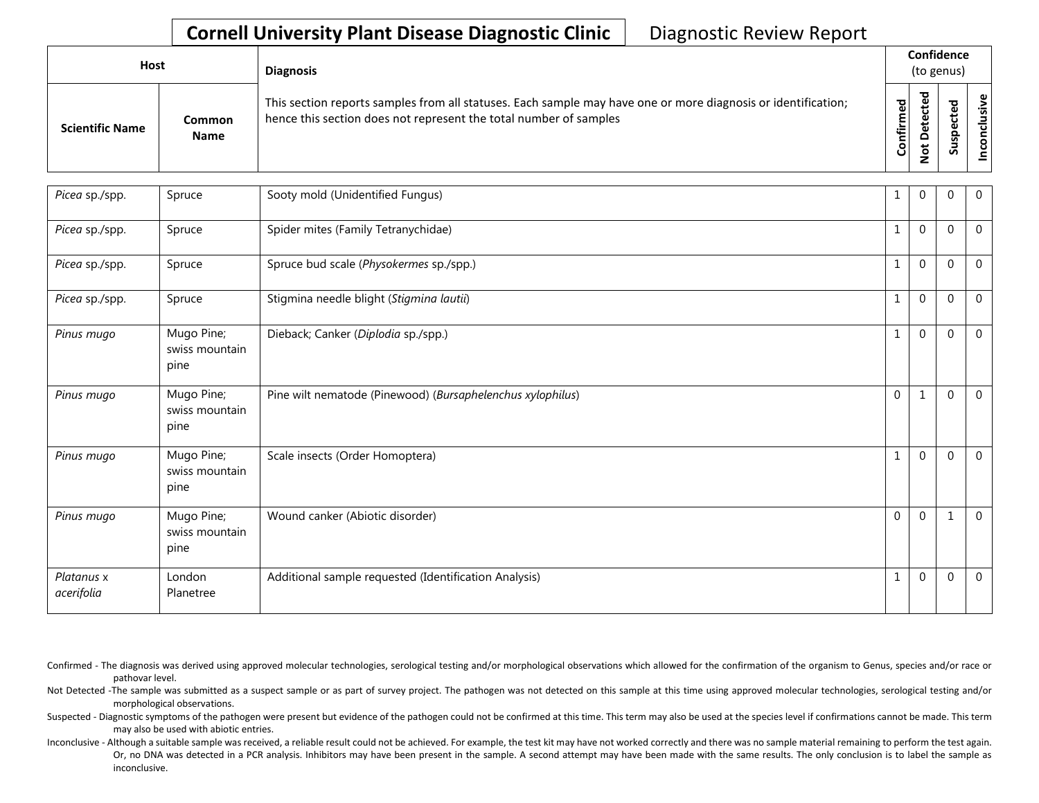**Cornell University Plant Disease Diagnostic Clinic** Diagnostic Review Report

| Host | | Diagnosis | Confidence (to genus) | | | |
|---|---|---|---|---|---|---|
| Scientific Name | Common Name | This section reports samples from all statuses. Each sample may have one or more diagnosis or identification; hence this section does not represent the total number of samples | Confirmed | Not Detected | Suspected | Inconclusive |
| *Picea* sp./spp. | Spruce | Sooty mold (Unidentified Fungus) | 1 | 0 | 0 | 0 |
| *Picea* sp./spp. | Spruce | Spider mites (Family Tetranychidae) | 1 | 0 | 0 | 0 |
| *Picea* sp./spp. | Spruce | Spruce bud scale (*Physokermes* sp./spp.) | 1 | 0 | 0 | 0 |
| *Picea* sp./spp. | Spruce | Stigmina needle blight (*Stigmina lautii*) | 1 | 0 | 0 | 0 |
| *Pinus mugo* | Mugo Pine; swiss mountain pine | Dieback; Canker (*Diplodia* sp./spp.) | 1 | 0 | 0 | 0 |
| *Pinus mugo* | Mugo Pine; swiss mountain pine | Pine wilt nematode (Pinewood) (*Bursaphelenchus xylophilus*) | 0 | 1 | 0 | 0 |
| *Pinus mugo* | Mugo Pine; swiss mountain pine | Scale insects (Order Homoptera) | 1 | 0 | 0 | 0 |
| *Pinus mugo* | Mugo Pine; swiss mountain pine | Wound canker (Abiotic disorder) | 0 | 0 | 1 | 0 |
| *Platanus* x *acerifolia* | London Planetree | Additional sample requested (Identification Analysis) | 1 | 0 | 0 | 0 |

Confirmed - The diagnosis was derived using approved molecular technologies, serological testing and/or morphological observations which allowed for the confirmation of the organism to Genus, species and/or race or pathovar level.

Not Detected -The sample was submitted as a suspect sample or as part of survey project. The pathogen was not detected on this sample at this time using approved molecular technologies, serological testing and/or morphological observations.

Suspected - Diagnostic symptoms of the pathogen were present but evidence of the pathogen could not be confirmed at this time. This term may also be used at the species level if confirmations cannot be made. This term may also be used with abiotic entries.

Inconclusive - Although a suitable sample was received, a reliable result could not be achieved. For example, the test kit may have not worked correctly and there was no sample material remaining to perform the test again. Or, no DNA was detected in a PCR analysis. Inhibitors may have been present in the sample. A second attempt may have been made with the same results. The only conclusion is to label the sample as inconclusive.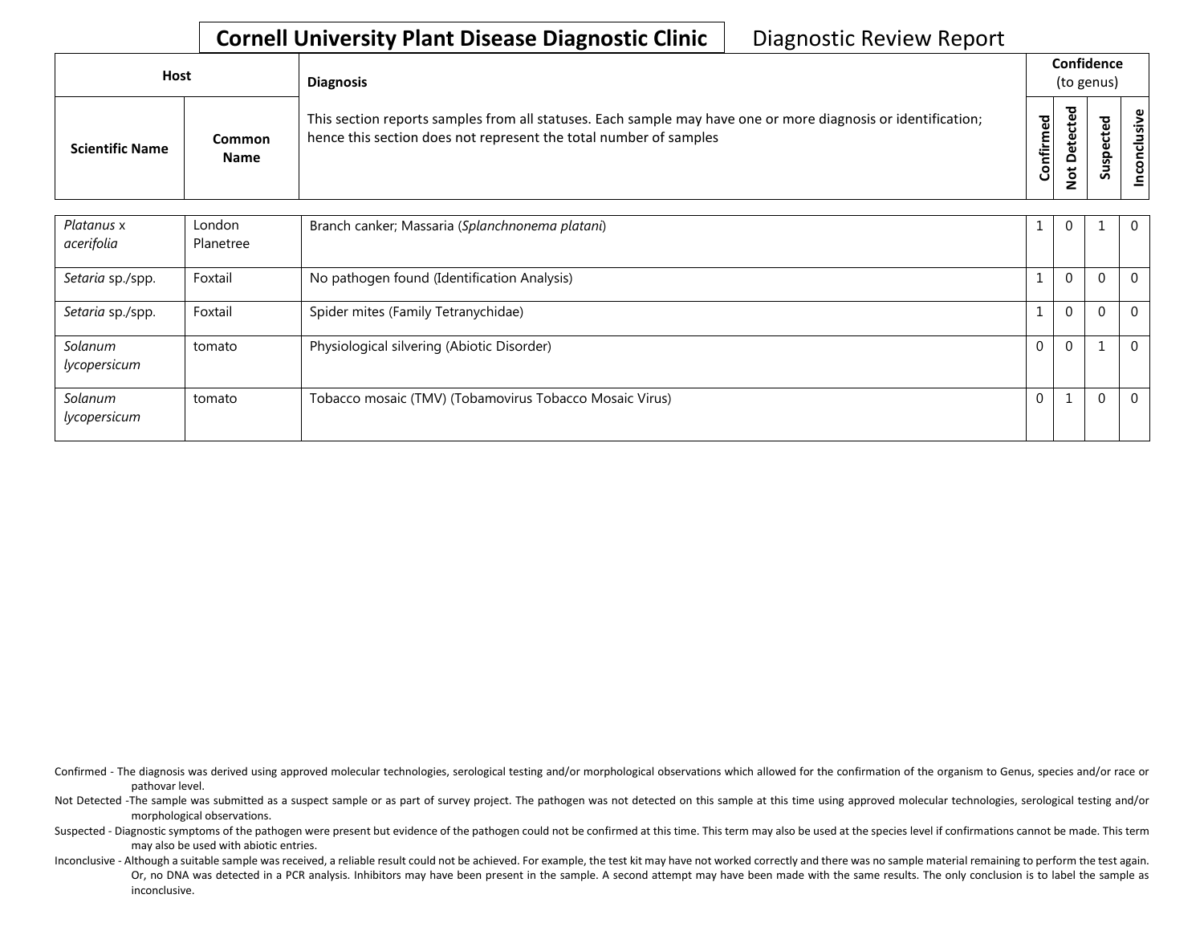**Cornell University Plant Disease Diagnostic Clinic** Diagnostic Review Report

| Host | | Diagnosis | Confidence (to genus) | | | |
|---|---|---|---|---|---|---|
| Scientific Name | Common Name | This section reports samples from all statuses. Each sample may have one or more diagnosis or identification; hence this section does not represent the total number of samples | Confirmed | Not Detected | Suspected | Inconclusive |
| *Platanus* x *acerifolia* | London Planetree | Branch canker; Massaria (*Splanchnonema platani*) | 1 | 0 | 1 | 0 |
| *Setaria* sp./spp. | Foxtail | No pathogen found (Identification Analysis) | 1 | 0 | 0 | 0 |
| *Setaria* sp./spp. | Foxtail | Spider mites (Family Tetranychidae) | 1 | 0 | 0 | 0 |
| *Solanum lycopersicum* | tomato | Physiological silvering (Abiotic Disorder) | 0 | 0 | 1 | 0 |
| *Solanum lycopersicum* | tomato | Tobacco mosaic (TMV) (Tobamovirus Tobacco Mosaic Virus) | 0 | 1 | 0 | 0 |

Confirmed - The diagnosis was derived using approved molecular technologies, serological testing and/or morphological observations which allowed for the confirmation of the organism to Genus, species and/or race or pathovar level.

Not Detected -The sample was submitted as a suspect sample or as part of survey project. The pathogen was not detected on this sample at this time using approved molecular technologies, serological testing and/or morphological observations.

Suspected - Diagnostic symptoms of the pathogen were present but evidence of the pathogen could not be confirmed at this time. This term may also be used at the species level if confirmations cannot be made. This term may also be used with abiotic entries.

Inconclusive - Although a suitable sample was received, a reliable result could not be achieved. For example, the test kit may have not worked correctly and there was no sample material remaining to perform the test again. Or, no DNA was detected in a PCR analysis. Inhibitors may have been present in the sample. A second attempt may have been made with the same results. The only conclusion is to label the sample as inconclusive.